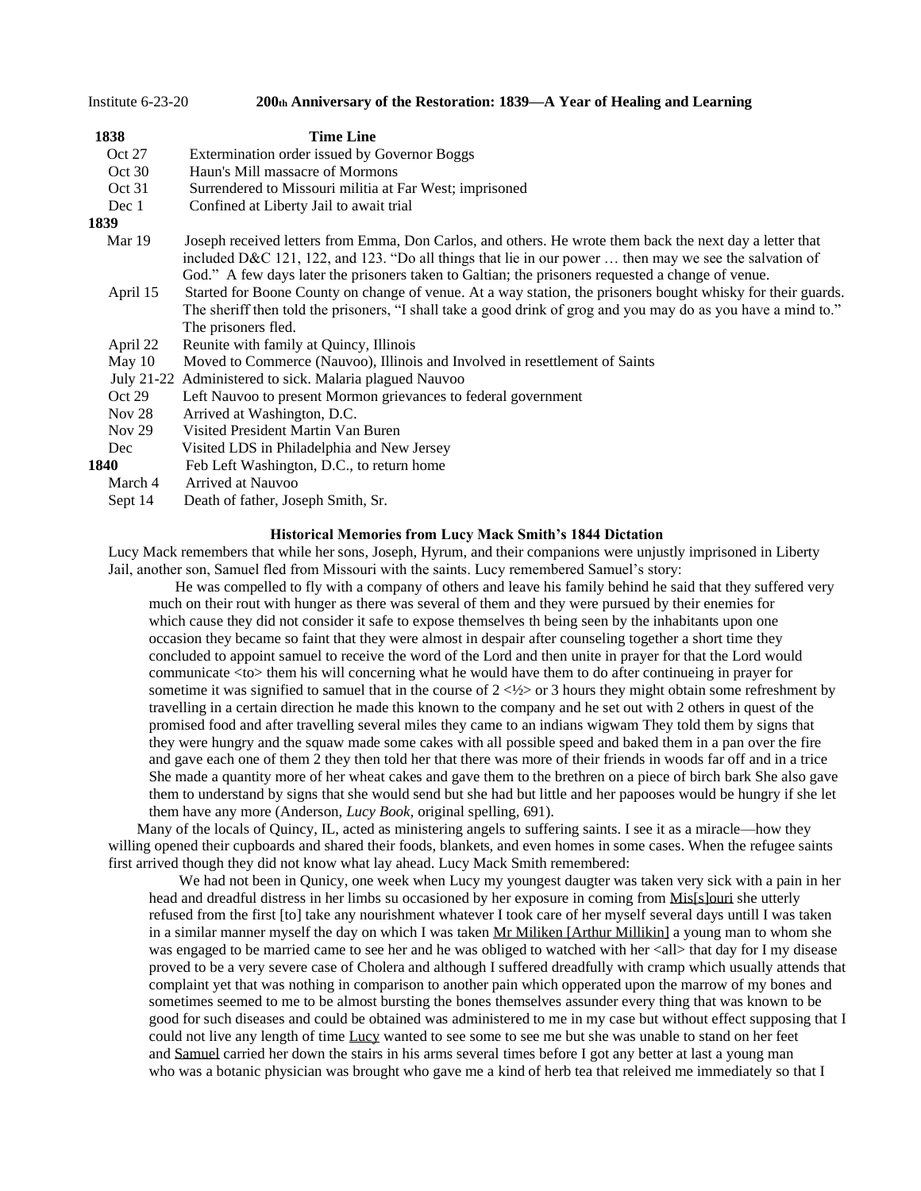Institute 6-23-20 **200th Anniversary of the Restoration: 1839—A Year of Healing and Learning**

| **1838** | **Time Line** |
|---|---|
| Oct 27 | Extermination order issued by Governor Boggs |
| Oct 30 | Haun's Mill massacre of Mormons |
| Oct 31 | Surrendered to Missouri militia at Far West; imprisoned |
| Dec 1 | Confined at Liberty Jail to await trial |
| **1839** | |
| Mar 19 | Joseph received letters from Emma, Don Carlos, and others. He wrote them back the next day a letter that included D&C 121, 122, and 123. "Do all things that lie in our power … then may we see the salvation of God." A few days later the prisoners taken to Galtian; the prisoners requested a change of venue. |
| April 15 | Started for Boone County on change of venue. At a way station, the prisoners bought whisky for their guards. The sheriff then told the prisoners, "I shall take a good drink of grog and you may do as you have a mind to." The prisoners fled. |
| April 22 | Reunite with family at Quincy, Illinois |
| May 10 | Moved to Commerce (Nauvoo), Illinois and Involved in resettlement of Saints |
| July 21-22 | Administered to sick. Malaria plagued Nauvoo |
| Oct 29 | Left Nauvoo to present Mormon grievances to federal government |
| Nov 28 | Arrived at Washington, D.C. |
| Nov 29 | Visited President Martin Van Buren |
| Dec | Visited LDS in Philadelphia and New Jersey |
| **1840** | Feb Left Washington, D.C., to return home |
| March 4 | Arrived at Nauvoo |
| Sept 14 | Death of father, Joseph Smith, Sr. |

**Historical Memories from Lucy Mack Smith's 1844 Dictation**

Lucy Mack remembers that while her sons, Joseph, Hyrum, and their companions were unjustly imprisoned in Liberty Jail, another son, Samuel fled from Missouri with the saints. Lucy remembered Samuel's story:

> He was compelled to fly with a company of others and leave his family behind he said that they suffered very much on their rout with hunger as there was several of them and they were pursued by their enemies for which cause they did not consider it safe to expose themselves th being seen by the inhabitants upon one occasion they became so faint that they were almost in despair after counseling together a short time they concluded to appoint samuel to receive the word of the Lord and then unite in prayer for that the Lord would communicate <to> them his will concerning what he would have them to do after continueing in prayer for sometime it was signified to samuel that in the course of 2 <½> or 3 hours they might obtain some refreshment by travelling in a certain direction he made this known to the company and he set out with 2 others in quest of the promised food and after travelling several miles they came to an indians wigwam They told them by signs that they were hungry and the squaw made some cakes with all possible speed and baked them in a pan over the fire and gave each one of them 2 they then told her that there was more of their friends in woods far off and in a trice She made a quantity more of her wheat cakes and gave them to the brethren on a piece of birch bark She also gave them to understand by signs that she would send but she had but little and her papooses would be hungry if she let them have any more (Anderson, *Lucy Book*, original spelling, 691).

Many of the locals of Quincy, IL, acted as ministering angels to suffering saints. I see it as a miracle—how they willing opened their cupboards and shared their foods, blankets, and even homes in some cases. When the refugee saints first arrived though they did not know what lay ahead. Lucy Mack Smith remembered:

> We had not been in Qunicy, one week when Lucy my youngest daugter was taken very sick with a pain in her head and dreadful distress in her limbs su occasioned by her exposure in coming from Mis[s]ouri she utterly refused from the first [to] take any nourishment whatever I took care of her myself several days untill I was taken in a similar manner myself the day on which I was taken Mr Miliken [Arthur Millikin] a young man to whom she was engaged to be married came to see her and he was obliged to watched with her <all> that day for I my disease proved to be a very severe case of Cholera and although I suffered dreadfully with cramp which usually attends that complaint yet that was nothing in comparison to another pain which opperated upon the marrow of my bones and sometimes seemed to me to be almost bursting the bones themselves assunder every thing that was known to be good for such diseases and could be obtained was administered to me in my case but without effect supposing that I could not live any length of time Lucy wanted to see some to see me but she was unable to stand on her feet and Samuel carried her down the stairs in his arms several times before I got any better at last a young man who was a botanic physician was brought who gave me a kind of herb tea that releived me immediately so that I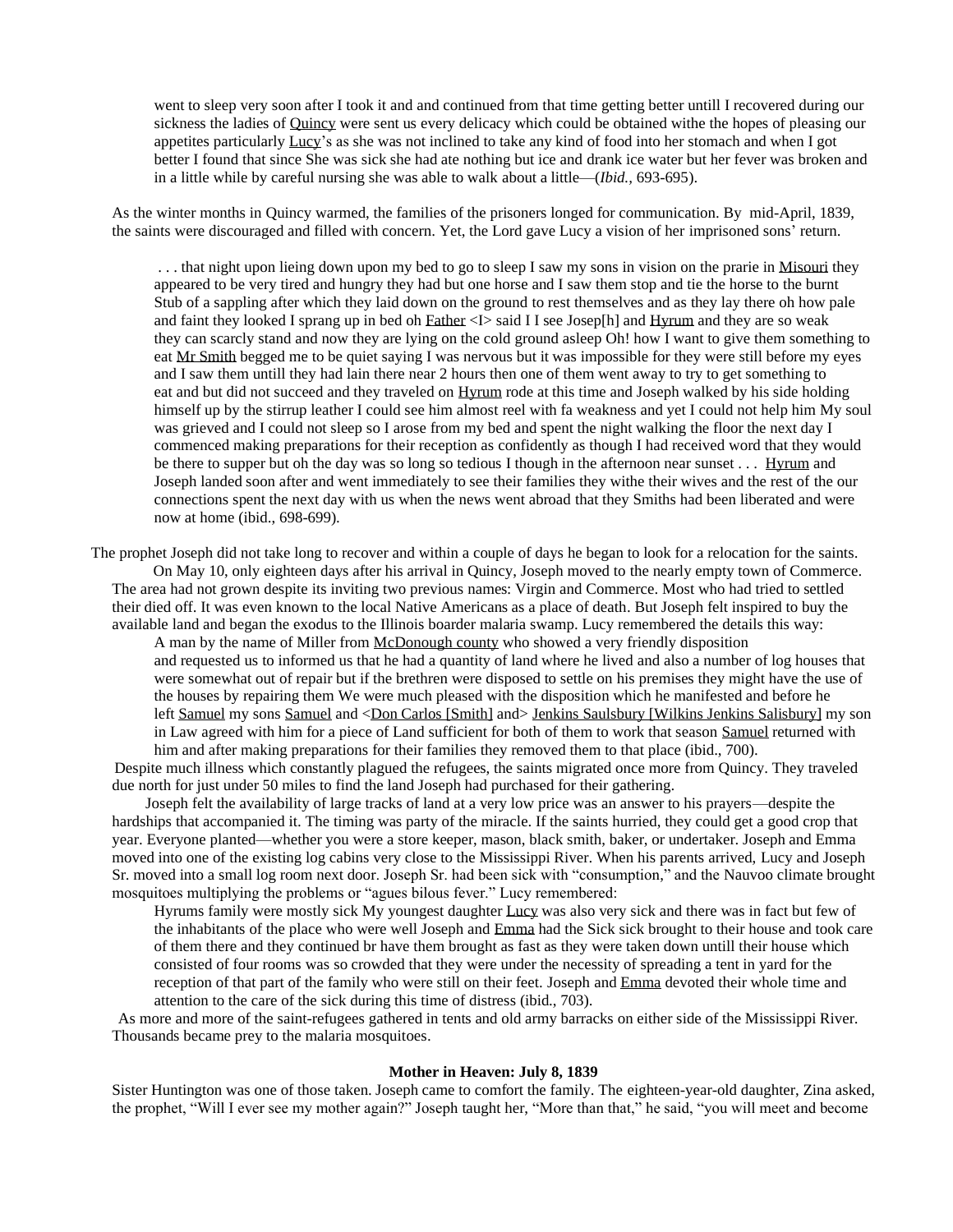> went to sleep very soon after I took it and and continued from that time getting better untill I recovered during our sickness the ladies of Quincy were sent us every delicacy which could be obtained withe the hopes of pleasing our appetites particularly Lucy's as she was not inclined to take any kind of food into her stomach and when I got better I found that since She was sick she had ate nothing but ice and drank ice water but her fever was broken and in a little while by careful nursing she was able to walk about a little—(*Ibid.*, 693-695).

As the winter months in Quincy warmed, the families of the prisoners longed for communication. By mid-April, 1839, the saints were discouraged and filled with concern. Yet, the Lord gave Lucy a vision of her imprisoned sons' return.

> . . . that night upon lieing down upon my bed to go to sleep I saw my sons in vision on the prarie in Misouri they appeared to be very tired and hungry they had but one horse and I saw them stop and tie the horse to the burnt Stub of a sappling after which they laid down on the ground to rest themselves and as they lay there oh how pale and faint they looked I sprang up in bed oh Father <I> said I I see Josep[h] and Hyrum and they are so weak they can scarcely stand and now they are lying on the cold ground asleep Oh! how I want to give them something to eat Mr Smith begged me to be quiet saying I was nervous but it was impossible for they were still before my eyes and I saw them untill they had lain there near 2 hours then one of them went away to try to get something to eat and but did not succeed and they traveled on Hyrum rode at this time and Joseph walked by his side holding himself up by the stirrup leather I could see him almost reel with fa weakness and yet I could not help him My soul was grieved and I could not sleep so I arose from my bed and spent the night walking the floor the next day I commenced making preparations for their reception as confidently as though I had received word that they would be there to supper but oh the day was so long so tedious I though in the afternoon near sunset . . . Hyrum and Joseph landed soon after and went immediately to see their families they withe their wives and the rest of the our connections spent the next day with us when the news went abroad that they Smiths had been liberated and were now at home (ibid., 698-699).

The prophet Joseph did not take long to recover and within a couple of days he began to look for a relocation for the saints.

On May 10, only eighteen days after his arrival in Quincy, Joseph moved to the nearly empty town of Commerce. The area had not grown despite its inviting two previous names: Virgin and Commerce. Most who had tried to settled their died off. It was even known to the local Native Americans as a place of death. But Joseph felt inspired to buy the available land and began the exodus to the Illinois boarder malaria swamp. Lucy remembered the details this way:

> A man by the name of Miller from McDonough county who showed a very friendly disposition and requested us to informed us that he had a quantity of land where he lived and also a number of log houses that were somewhat out of repair but if the brethren were disposed to settle on his premises they might have the use of the houses by repairing them We were much pleased with the disposition which he manifested and before he left Samuel my sons Samuel and <Don Carlos [Smith] and> Jenkins Saulsbury [Wilkins Jenkins Salisbury] my son in Law agreed with him for a piece of Land sufficient for both of them to work that season Samuel returned with him and after making preparations for their families they removed them to that place (ibid., 700).

Despite much illness which constantly plagued the refugees, the saints migrated once more from Quincy. They traveled due north for just under 50 miles to find the land Joseph had purchased for their gathering.

Joseph felt the availability of large tracks of land at a very low price was an answer to his prayers—despite the hardships that accompanied it. The timing was party of the miracle. If the saints hurried, they could get a good crop that year. Everyone planted—whether you were a store keeper, mason, black smith, baker, or undertaker. Joseph and Emma moved into one of the existing log cabins very close to the Mississippi River. When his parents arrived, Lucy and Joseph Sr. moved into a small log room next door. Joseph Sr. had been sick with "consumption," and the Nauvoo climate brought mosquitoes multiplying the problems or "agues bilous fever." Lucy remembered:

> Hyrums family were mostly sick My youngest daughter Lucy was also very sick and there was in fact but few of the inhabitants of the place who were well Joseph and Emma had the Sick sick brought to their house and took care of them there and they continued br have them brought as fast as they were taken down untill their house which consisted of four rooms was so crowded that they were under the necessity of spreading a tent in yard for the reception of that part of the family who were still on their feet. Joseph and Emma devoted their whole time and attention to the care of the sick during this time of distress (ibid., 703).

As more and more of the saint-refugees gathered in tents and old army barracks on either side of the Mississippi River. Thousands became prey to the malaria mosquitoes.

**Mother in Heaven: July 8, 1839**

Sister Huntington was one of those taken. Joseph came to comfort the family. The eighteen-year-old daughter, Zina asked, the prophet, "Will I ever see my mother again?" Joseph taught her, "More than that," he said, "you will meet and become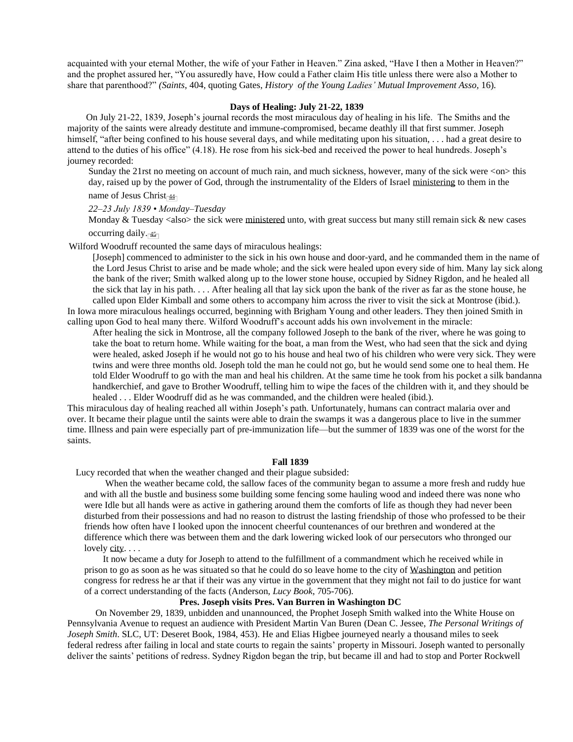acquainted with your eternal Mother, the wife of your Father in Heaven." Zina asked, "Have I then a Mother in Heaven?" and the prophet assured her, "You assuredly have, How could a Father claim His title unless there were also a Mother to share that parenthood?" *(Saints*, 404, quoting Gates, *History of the Young Ladies' Mutual Improvement Asso,* 16).

### Days of Healing: July 21-22, 1839

On July 21-22, 1839, Joseph's journal records the most miraculous day of healing in his life. The Smiths and the majority of the saints were already destitute and immune-compromised, became deathly ill that first summer. Joseph himself, "after being confined to his house several days, and while meditating upon his situation, . . . had a great desire to attend to the duties of his office" (4.18). He rose from his sick-bed and received the power to heal hundreds. Joseph's journey recorded:

> Sunday the 21rst no meeting on account of much rain, and much sickness, however, many of the sick were <on> this day, raised up by the power of God, through the instrumentality of the Elders of Israel ministering to them in the name of Jesus Christ[44]
>
> *22–23 July 1839 • Monday–Tuesday*
>
> Monday & Tuesday <also> the sick were ministered unto, with great success but many still remain sick & new cases occurring daily.[45]

Wilford Woodruff recounted the same days of miraculous healings:

> [Joseph] commenced to administer to the sick in his own house and door-yard, and he commanded them in the name of the Lord Jesus Christ to arise and be made whole; and the sick were healed upon every side of him. Many lay sick along the bank of the river; Smith walked along up to the lower stone house, occupied by Sidney Rigdon, and he healed all the sick that lay in his path. . . . After healing all that lay sick upon the bank of the river as far as the stone house, he called upon Elder Kimball and some others to accompany him across the river to visit the sick at Montrose (ibid.).

In Iowa more miraculous healings occurred, beginning with Brigham Young and other leaders. They then joined Smith in calling upon God to heal many there. Wilford Woodruff's account adds his own involvement in the miracle:

> After healing the sick in Montrose, all the company followed Joseph to the bank of the river, where he was going to take the boat to return home. While waiting for the boat, a man from the West, who had seen that the sick and dying were healed, asked Joseph if he would not go to his house and heal two of his children who were very sick. They were twins and were three months old. Joseph told the man he could not go, but he would send some one to heal them. He told Elder Woodruff to go with the man and heal his children. At the same time he took from his pocket a silk bandanna handkerchief, and gave to Brother Woodruff, telling him to wipe the faces of the children with it, and they should be healed . . . Elder Woodruff did as he was commanded, and the children were healed (ibid.).

This miraculous day of healing reached all within Joseph's path. Unfortunately, humans can contract malaria over and over. It became their plague until the saints were able to drain the swamps it was a dangerous place to live in the summer time. Illness and pain were especially part of pre-immunization life—but the summer of 1839 was one of the worst for the saints.

### Fall 1839

Lucy recorded that when the weather changed and their plague subsided:

> When the weather became cold, the sallow faces of the community began to assume a more fresh and ruddy hue and with all the bustle and business some building some fencing some hauling wood and indeed there was none who were Idle but all hands were as active in gathering around them the comforts of life as though they had never been disturbed from their possessions and had no reason to distrust the lasting friendship of those who professed to be their friends how often have I looked upon the innocent cheerful countenances of our brethren and wondered at the difference which there was between them and the dark lowering wicked look of our persecutors who thronged our lovely city. . . .
>
> It now became a duty for Joseph to attend to the fulfillment of a commandment which he received while in prison to go as soon as he was situated so that he could do so leave home to the city of Washington and petition congress for redress he ar that if their was any virtue in the government that they might not fail to do justice for want of a correct understanding of the facts (Anderson, *Lucy Book*, 705-706).

### Pres. Joseph visits Pres. Van Burren in Washington DC

On November 29, 1839, unbidden and unannounced, the Prophet Joseph Smith walked into the White House on Pennsylvania Avenue to request an audience with President Martin Van Buren (Dean C. Jessee, *The Personal Writings of Joseph Smith*. SLC, UT: Deseret Book, 1984, 453). He and Elias Higbee journeyed nearly a thousand miles to seek federal redress after failing in local and state courts to regain the saints' property in Missouri. Joseph wanted to personally deliver the saints' petitions of redress. Sydney Rigdon began the trip, but became ill and had to stop and Porter Rockwell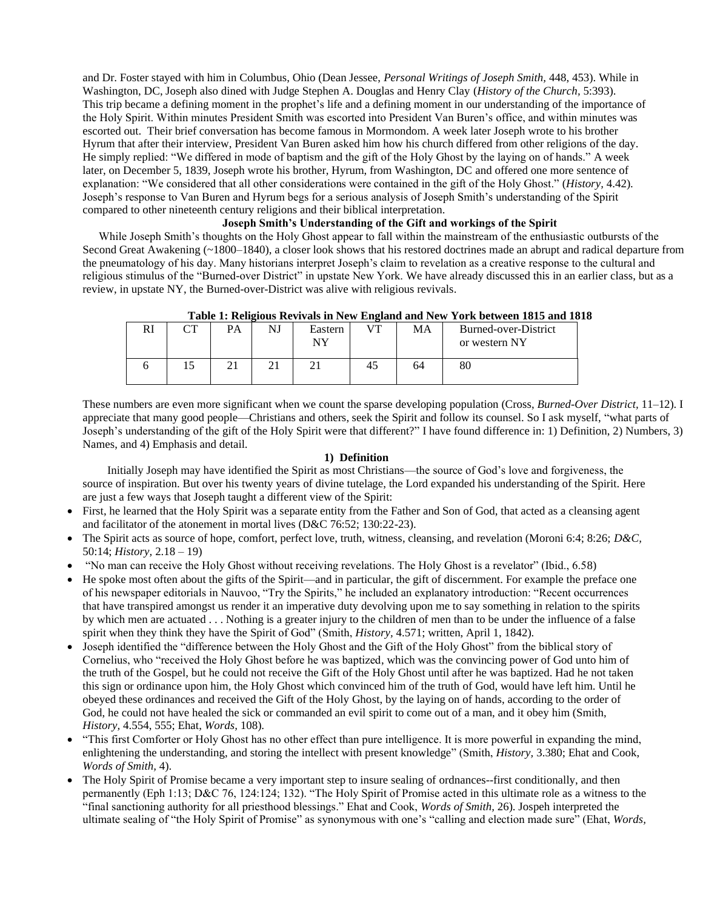and Dr. Foster stayed with him in Columbus, Ohio (Dean Jessee, *Personal Writings of Joseph Smith,* 448, 453). While in Washington, DC, Joseph also dined with Judge Stephen A. Douglas and Henry Clay (*History of the Church*, 5:393). This trip became a defining moment in the prophet's life and a defining moment in our understanding of the importance of the Holy Spirit. Within minutes President Smith was escorted into President Van Buren's office, and within minutes was escorted out. Their brief conversation has become famous in Mormondom. A week later Joseph wrote to his brother Hyrum that after their interview, President Van Buren asked him how his church differed from other religions of the day. He simply replied: "We differed in mode of baptism and the gift of the Holy Ghost by the laying on of hands." A week later, on December 5, 1839, Joseph wrote his brother, Hyrum, from Washington, DC and offered one more sentence of explanation: "We considered that all other considerations were contained in the gift of the Holy Ghost." (*History,* 4.42). Joseph's response to Van Buren and Hyrum begs for a serious analysis of Joseph Smith's understanding of the Spirit compared to other nineteenth century religions and their biblical interpretation.

### Joseph Smith's Understanding of the Gift and workings of the Spirit

While Joseph Smith's thoughts on the Holy Ghost appear to fall within the mainstream of the enthusiastic outbursts of the Second Great Awakening (~1800–1840), a closer look shows that his restored doctrines made an abrupt and radical departure from the pneumatology of his day. Many historians interpret Joseph's claim to revelation as a creative response to the cultural and religious stimulus of the "Burned-over District" in upstate New York. We have already discussed this in an earlier class, but as a review, in upstate NY, the Burned-over-District was alive with religious revivals.

**Table 1: Religious Revivals in New England and New York between 1815 and 1818**

| RI | CT | PA | NJ | Eastern NY | VT | MA | Burned-over-District or western NY |
|---|---|---|---|---|---|---|---|
| 6 | 15 | 21 | 21 | 21 | 45 | 64 | 80 |

These numbers are even more significant when we count the sparse developing population (Cross, *Burned-Over District,* 11–12). I appreciate that many good people—Christians and others, seek the Spirit and follow its counsel. So I ask myself, "what parts of Joseph's understanding of the gift of the Holy Spirit were that different?" I have found difference in: 1) Definition, 2) Numbers, 3) Names, and 4) Emphasis and detail.

#### 1) Definition

Initially Joseph may have identified the Spirit as most Christians—the source of God's love and forgiveness, the source of inspiration. But over his twenty years of divine tutelage, the Lord expanded his understanding of the Spirit. Here are just a few ways that Joseph taught a different view of the Spirit:

- First, he learned that the Holy Spirit was a separate entity from the Father and Son of God, that acted as a cleansing agent and facilitator of the atonement in mortal lives (D&C 76:52; 130:22-23).
- The Spirit acts as source of hope, comfort, perfect love, truth, witness, cleansing, and revelation (Moroni 6:4; 8:26; *D&C,* 50:14; *History,* 2.18 – 19)
- "No man can receive the Holy Ghost without receiving revelations. The Holy Ghost is a revelator" (Ibid., 6.58)
- He spoke most often about the gifts of the Spirit—and in particular, the gift of discernment. For example the preface one of his newspaper editorials in Nauvoo, "Try the Spirits," he included an explanatory introduction: "Recent occurrences that have transpired amongst us render it an imperative duty devolving upon me to say something in relation to the spirits by which men are actuated . . . Nothing is a greater injury to the children of men than to be under the influence of a false spirit when they think they have the Spirit of God" (Smith, *History,* 4.571; written, April 1, 1842).
- Joseph identified the "difference between the Holy Ghost and the Gift of the Holy Ghost" from the biblical story of Cornelius, who "received the Holy Ghost before he was baptized, which was the convincing power of God unto him of the truth of the Gospel, but he could not receive the Gift of the Holy Ghost until after he was baptized. Had he not taken this sign or ordinance upon him, the Holy Ghost which convinced him of the truth of God, would have left him. Until he obeyed these ordinances and received the Gift of the Holy Ghost, by the laying on of hands, according to the order of God, he could not have healed the sick or commanded an evil spirit to come out of a man, and it obey him (Smith, *History,* 4.554, 555; Ehat, *Words,* 108).
- "This first Comforter or Holy Ghost has no other effect than pure intelligence. It is more powerful in expanding the mind, enlightening the understanding, and storing the intellect with present knowledge" (Smith, *History,* 3.380; Ehat and Cook, *Words of Smith,* 4).
- The Holy Spirit of Promise became a very important step to insure sealing of ordnances--first conditionally, and then permanently (Eph 1:13; D&C 76, 124:124; 132). "The Holy Spirit of Promise acted in this ultimate role as a witness to the "final sanctioning authority for all priesthood blessings." Ehat and Cook, *Words of Smith,* 26). Jospeph interpreted the ultimate sealing of "the Holy Spirit of Promise" as synonymous with one's "calling and election made sure" (Ehat, *Words,*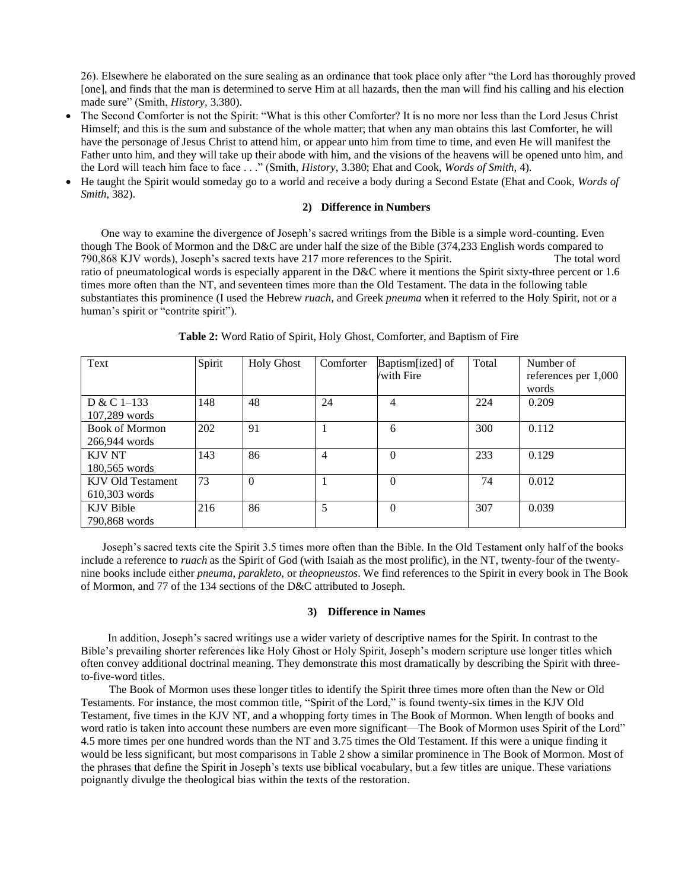26). Elsewhere he elaborated on the sure sealing as an ordinance that took place only after "the Lord has thoroughly proved [one], and finds that the man is determined to serve Him at all hazards, then the man will find his calling and his election made sure" (Smith, *History,* 3.380).

- The Second Comforter is not the Spirit: "What is this other Comforter? It is no more nor less than the Lord Jesus Christ Himself; and this is the sum and substance of the whole matter; that when any man obtains this last Comforter, he will have the personage of Jesus Christ to attend him, or appear unto him from time to time, and even He will manifest the Father unto him, and they will take up their abode with him, and the visions of the heavens will be opened unto him, and the Lord will teach him face to face . . ." (Smith, *History,* 3.380; Ehat and Cook, *Words of Smith,* 4).
- He taught the Spirit would someday go to a world and receive a body during a Second Estate (Ehat and Cook, *Words of Smith*, 382).

**2) Difference in Numbers**

One way to examine the divergence of Joseph's sacred writings from the Bible is a simple word-counting. Even though The Book of Mormon and the D&C are under half the size of the Bible (374,233 English words compared to 790,868 KJV words), Joseph's sacred texts have 217 more references to the Spirit. The total word ratio of pneumatological words is especially apparent in the D&C where it mentions the Spirit sixty-three percent or 1.6 times more often than the NT, and seventeen times more than the Old Testament. The data in the following table substantiates this prominence (I used the Hebrew *ruach,* and Greek *pneuma* when it referred to the Holy Spirit, not or a human's spirit or "contrite spirit").

**Table 2:** Word Ratio of Spirit, Holy Ghost, Comforter, and Baptism of Fire

| Text | Spirit | Holy Ghost | Comforter | Baptism[ized] of /with Fire | Total | Number of references per 1,000 words |
|---|---|---|---|---|---|---|
| D & C 1–133 107,289 words | 148 | 48 | 24 | 4 | 224 | 0.209 |
| Book of Mormon 266,944 words | 202 | 91 | 1 | 6 | 300 | 0.112 |
| KJV NT 180,565 words | 143 | 86 | 4 | 0 | 233 | 0.129 |
| KJV Old Testament 610,303 words | 73 | 0 | 1 | 0 | 74 | 0.012 |
| KJV Bible 790,868 words | 216 | 86 | 5 | 0 | 307 | 0.039 |

Joseph's sacred texts cite the Spirit 3.5 times more often than the Bible. In the Old Testament only half of the books include a reference to *ruach* as the Spirit of God (with Isaiah as the most prolific), in the NT, twenty-four of the twenty-nine books include either *pneuma, parakleto,* or *theopneustos*. We find references to the Spirit in every book in The Book of Mormon, and 77 of the 134 sections of the D&C attributed to Joseph.

**3) Difference in Names**

In addition, Joseph's sacred writings use a wider variety of descriptive names for the Spirit. In contrast to the Bible's prevailing shorter references like Holy Ghost or Holy Spirit, Joseph's modern scripture use longer titles which often convey additional doctrinal meaning. They demonstrate this most dramatically by describing the Spirit with three-to-five-word titles.

The Book of Mormon uses these longer titles to identify the Spirit three times more often than the New or Old Testaments. For instance, the most common title, "Spirit of the Lord," is found twenty-six times in the KJV Old Testament, five times in the KJV NT, and a whopping forty times in The Book of Mormon. When length of books and word ratio is taken into account these numbers are even more significant—The Book of Mormon uses Spirit of the Lord" 4.5 more times per one hundred words than the NT and 3.75 times the Old Testament. If this were a unique finding it would be less significant, but most comparisons in Table 2 show a similar prominence in The Book of Mormon. Most of the phrases that define the Spirit in Joseph's texts use biblical vocabulary, but a few titles are unique. These variations poignantly divulge the theological bias within the texts of the restoration.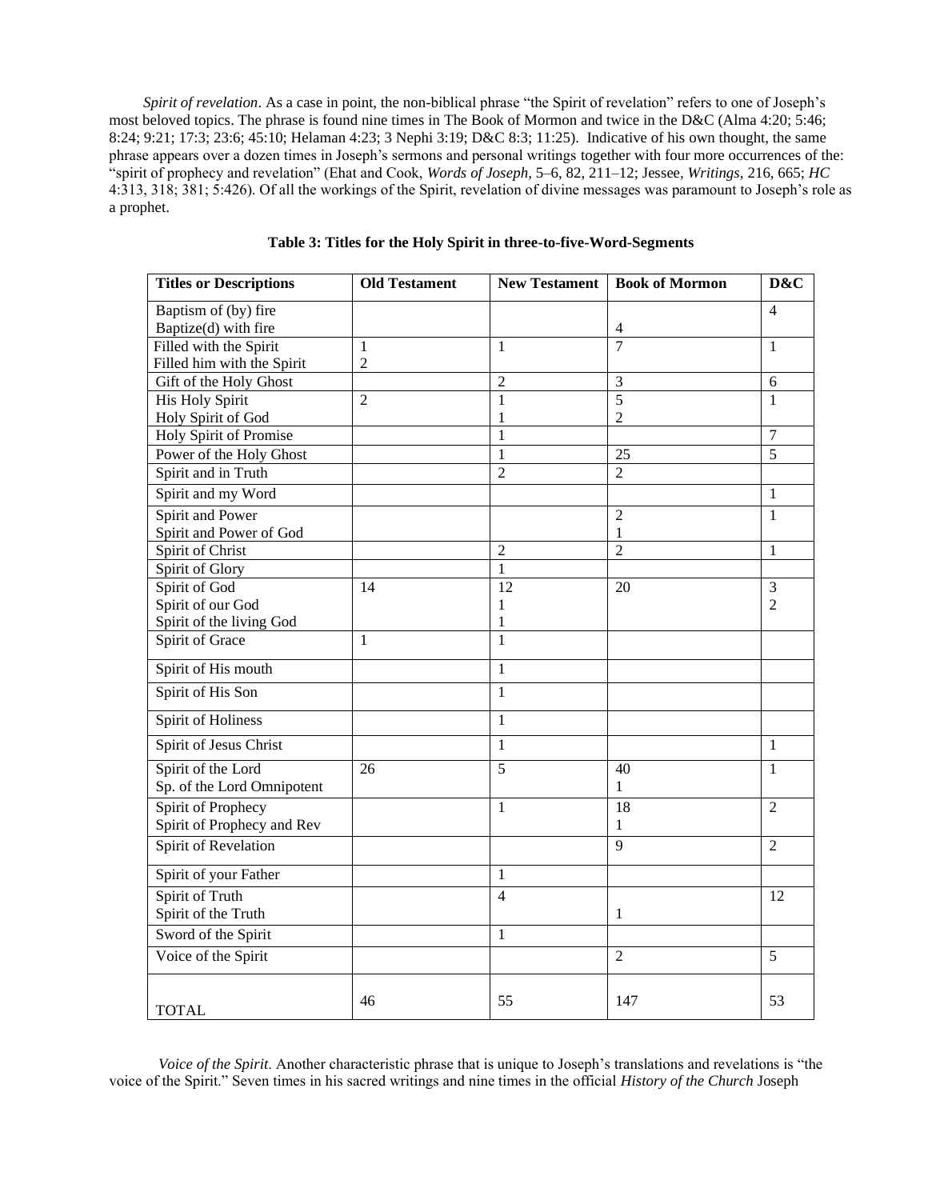*Spirit of revelation*. As a case in point, the non-biblical phrase "the Spirit of revelation" refers to one of Joseph's most beloved topics. The phrase is found nine times in The Book of Mormon and twice in the D&C (Alma 4:20; 5:46; 8:24; 9:21; 17:3; 23:6; 45:10; Helaman 4:23; 3 Nephi 3:19; D&C 8:3; 11:25). Indicative of his own thought, the same phrase appears over a dozen times in Joseph's sermons and personal writings together with four more occurrences of the: "spirit of prophecy and revelation" (Ehat and Cook, *Words of Joseph*, 5–6, 82, 211–12; Jessee, *Writings*, 216, 665; *HC* 4:313, 318; 381; 5:426). Of all the workings of the Spirit, revelation of divine messages was paramount to Joseph's role as a prophet.

**Table 3: Titles for the Holy Spirit in three-to-five-Word-Segments**

| Titles or Descriptions | Old Testament | New Testament | Book of Mormon | D&C |
|---|---|---|---|---|
| Baptism of (by) fire | | | | 4 |
| Baptize(d) with fire | | | 4 | |
| Filled with the Spirit | 1 | 1 | 7 | 1 |
| Filled him with the Spirit | 2 | | | |
| Gift of the Holy Ghost | | 2 | 3 | 6 |
| His Holy Spirit | 2 | 1 | 5 | 1 |
| Holy Spirit of God | | 1 | 2 | |
| Holy Spirit of Promise | | 1 | | 7 |
| Power of the Holy Ghost | | 1 | 25 | 5 |
| Spirit and in Truth | | 2 | 2 | |
| Spirit and my Word | | | | 1 |
| Spirit and Power | | | 2 | 1 |
| Spirit and Power of God | | | 1 | |
| Spirit of Christ | | 2 | 2 | 1 |
| Spirit of Glory | | 1 | | |
| Spirit of God | 14 | 12 | 20 | 3 |
| Spirit of our God | | 1 | | 2 |
| Spirit of the living God | | 1 | | |
| Spirit of Grace | 1 | 1 | | |
| Spirit of His mouth | | 1 | | |
| Spirit of His Son | | 1 | | |
| Spirit of Holiness | | 1 | | |
| Spirit of Jesus Christ | | 1 | | 1 |
| Spirit of the Lord | 26 | 5 | 40 | 1 |
| Sp. of the Lord Omnipotent | | | 1 | |
| Spirit of Prophecy | | 1 | 18 | 2 |
| Spirit of Prophecy and Rev | | | 1 | |
| Spirit of Revelation | | | 9 | 2 |
| Spirit of your Father | | 1 | | |
| Spirit of Truth | | 4 | | 12 |
| Spirit of the Truth | | | 1 | |
| Sword of the Spirit | | 1 | | |
| Voice of the Spirit | | | 2 | 5 |
| TOTAL | 46 | 55 | 147 | 53 |

*Voice of the Spirit*. Another characteristic phrase that is unique to Joseph's translations and revelations is "the voice of the Spirit." Seven times in his sacred writings and nine times in the official *History of the Church* Joseph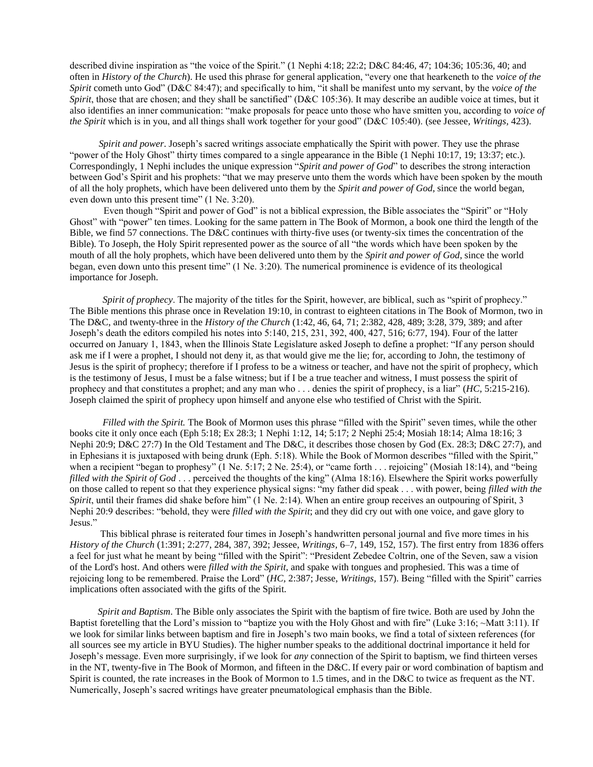described divine inspiration as "the voice of the Spirit." (1 Nephi 4:18; 22:2; D&C 84:46, 47; 104:36; 105:36, 40; and often in *History of the Church*). He used this phrase for general application, "every one that hearkeneth to the *voice of the Spirit* cometh unto God" (D&C 84:47); and specifically to him, "it shall be manifest unto my servant, by the *voice of the Spirit*, those that are chosen; and they shall be sanctified" (D&C 105:36). It may describe an audible voice at times, but it also identifies an inner communication: "make proposals for peace unto those who have smitten you, according to *voice of the Spirit* which is in you, and all things shall work together for your good" (D&C 105:40). (see Jessee, *Writings*, 423).

*Spirit and power*. Joseph's sacred writings associate emphatically the Spirit with power. They use the phrase "power of the Holy Ghost" thirty times compared to a single appearance in the Bible (1 Nephi 10:17, 19; 13:37; etc.). Correspondingly, 1 Nephi includes the unique expression "*Spirit and power of God*" to describes the strong interaction between God's Spirit and his prophets: "that we may preserve unto them the words which have been spoken by the mouth of all the holy prophets, which have been delivered unto them by the *Spirit and power of God*, since the world began, even down unto this present time" (1 Ne. 3:20).

Even though "Spirit and power of God" is not a biblical expression, the Bible associates the "Spirit" or "Holy Ghost" with "power" ten times. Looking for the same pattern in The Book of Mormon, a book one third the length of the Bible, we find 57 connections. The D&C continues with thirty-five uses (or twenty-six times the concentration of the Bible). To Joseph, the Holy Spirit represented power as the source of all "the words which have been spoken by the mouth of all the holy prophets, which have been delivered unto them by the *Spirit and power of God*, since the world began, even down unto this present time" (1 Ne. 3:20). The numerical prominence is evidence of its theological importance for Joseph.

*Spirit of prophecy*. The majority of the titles for the Spirit, however, are biblical, such as "spirit of prophecy." The Bible mentions this phrase once in Revelation 19:10, in contrast to eighteen citations in The Book of Mormon, two in The D&C, and twenty-three in the *History of the Church* (1:42, 46, 64, 71; 2:382, 428, 489; 3:28, 379, 389; and after Joseph's death the editors compiled his notes into 5:140, 215, 231, 392, 400, 427, 516; 6:77, 194). Four of the latter occurred on January 1, 1843, when the Illinois State Legislature asked Joseph to define a prophet: "If any person should ask me if I were a prophet, I should not deny it, as that would give me the lie; for, according to John, the testimony of Jesus is the spirit of prophecy; therefore if I profess to be a witness or teacher, and have not the spirit of prophecy, which is the testimony of Jesus, I must be a false witness; but if I be a true teacher and witness, I must possess the spirit of prophecy and that constitutes a prophet; and any man who . . . denies the spirit of prophecy, is a liar" (*HC*, 5:215-216). Joseph claimed the spirit of prophecy upon himself and anyone else who testified of Christ with the Spirit.

*Filled with the Spirit.* The Book of Mormon uses this phrase "filled with the Spirit" seven times, while the other books cite it only once each (Eph 5:18; Ex 28:3; 1 Nephi 1:12, 14; 5:17; 2 Nephi 25:4; Mosiah 18:14; Alma 18:16; 3 Nephi 20:9; D&C 27:7) In the Old Testament and The D&C, it describes those chosen by God (Ex. 28:3; D&C 27:7), and in Ephesians it is juxtaposed with being drunk (Eph. 5:18). While the Book of Mormon describes "filled with the Spirit," when a recipient "began to prophesy" (1 Ne. 5:17; 2 Ne. 25:4), or "came forth . . . rejoicing" (Mosiah 18:14), and "being *filled with the Spirit of God* . . . perceived the thoughts of the king" (Alma 18:16). Elsewhere the Spirit works powerfully on those called to repent so that they experience physical signs: "my father did speak . . . with power, being *filled with the Spirit*, until their frames did shake before him" (1 Ne. 2:14). When an entire group receives an outpouring of Spirit, 3 Nephi 20:9 describes: "behold, they were *filled with the Spirit*; and they did cry out with one voice, and gave glory to Jesus."

This biblical phrase is reiterated four times in Joseph's handwritten personal journal and five more times in his *History of the Church* (1:391; 2:277, 284, 387, 392; Jessee, *Writings*, 6–7, 149, 152, 157). The first entry from 1836 offers a feel for just what he meant by being "filled with the Spirit": "President Zebedee Coltrin, one of the Seven, saw a vision of the Lord's host. And others were *filled with the Spirit*, and spake with tongues and prophesied. This was a time of rejoicing long to be remembered. Praise the Lord" (*HC*, 2:387; Jesse, *Writings*, 157). Being "filled with the Spirit" carries implications often associated with the gifts of the Spirit.

*Spirit and Baptism*. The Bible only associates the Spirit with the baptism of fire twice. Both are used by John the Baptist foretelling that the Lord's mission to "baptize you with the Holy Ghost and with fire" (Luke 3:16; ~Matt 3:11). If we look for similar links between baptism and fire in Joseph's two main books, we find a total of sixteen references (for all sources see my article in BYU Studies). The higher number speaks to the additional doctrinal importance it held for Joseph's message. Even more surprisingly, if we look for *any* connection of the Spirit to baptism, we find thirteen verses in the NT, twenty-five in The Book of Mormon, and fifteen in the D&C. If every pair or word combination of baptism and Spirit is counted, the rate increases in the Book of Mormon to 1.5 times, and in the D&C to twice as frequent as the NT. Numerically, Joseph's sacred writings have greater pneumatological emphasis than the Bible.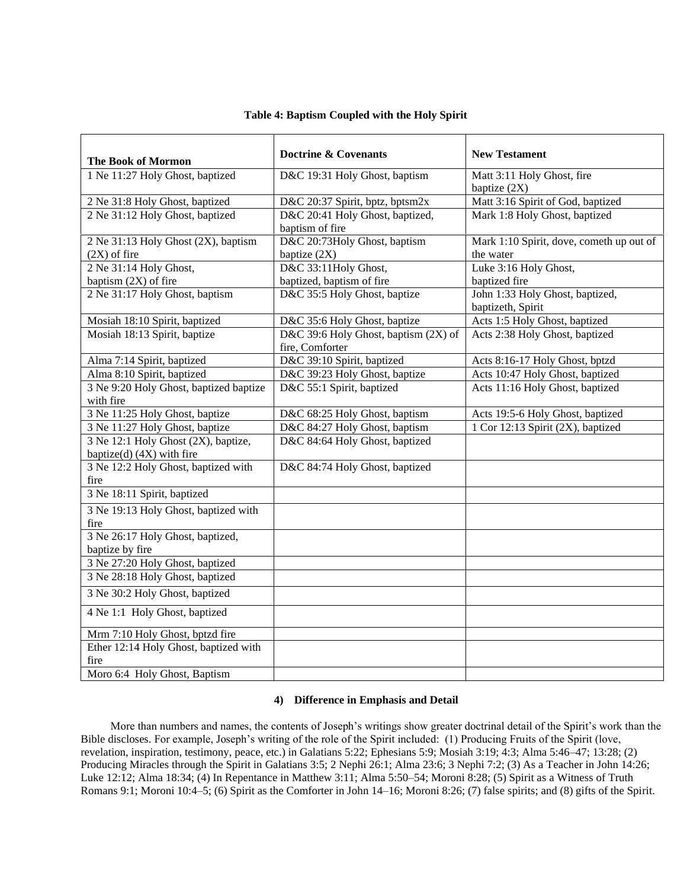**Table 4: Baptism Coupled with the Holy Spirit**

| The Book of Mormon | Doctrine & Covenants | New Testament |
|---|---|---|
| 1 Ne 11:27 Holy Ghost, baptized | D&C 19:31 Holy Ghost, baptism | Matt 3:11 Holy Ghost, fire baptize (2X) |
| 2 Ne 31:8 Holy Ghost, baptized | D&C 20:37 Spirit, bptz, bptsm2x | Matt 3:16 Spirit of God, baptized |
| 2 Ne 31:12 Holy Ghost, baptized | D&C 20:41 Holy Ghost, baptized, baptism of fire | Mark 1:8 Holy Ghost, baptized |
| 2 Ne 31:13 Holy Ghost (2X), baptism (2X) of fire | D&C 20:73Holy Ghost, baptism baptize (2X) | Mark 1:10 Spirit, dove, cometh up out of the water |
| 2 Ne 31:14 Holy Ghost, baptism (2X) of fire | D&C 33:11Holy Ghost, baptized, baptism of fire | Luke 3:16 Holy Ghost, baptized fire |
| 2 Ne 31:17 Holy Ghost, baptism | D&C 35:5 Holy Ghost, baptize | John 1:33 Holy Ghost, baptized, baptizeth, Spirit |
| Mosiah 18:10 Spirit, baptized | D&C 35:6 Holy Ghost, baptize | Acts 1:5 Holy Ghost, baptized |
| Mosiah 18:13 Spirit, baptize | D&C 39:6 Holy Ghost, baptism (2X) of fire, Comforter | Acts 2:38 Holy Ghost, baptized |
| Alma 7:14 Spirit, baptized | D&C 39:10 Spirit, baptized | Acts 8:16-17 Holy Ghost, bptzd |
| Alma 8:10 Spirit, baptized | D&C 39:23 Holy Ghost, baptize | Acts 10:47 Holy Ghost, baptized |
| 3 Ne 9:20 Holy Ghost, baptized baptize with fire | D&C 55:1 Spirit, baptized | Acts 11:16 Holy Ghost, baptized |
| 3 Ne 11:25 Holy Ghost, baptize | D&C 68:25 Holy Ghost, baptism | Acts 19:5-6 Holy Ghost, baptized |
| 3 Ne 11:27 Holy Ghost, baptize | D&C 84:27 Holy Ghost, baptism | 1 Cor 12:13 Spirit (2X), baptized |
| 3 Ne 12:1 Holy Ghost (2X), baptize, baptize(d) (4X) with fire | D&C 84:64 Holy Ghost, baptized | |
| 3 Ne 12:2 Holy Ghost, baptized with fire | D&C 84:74 Holy Ghost, baptized | |
| 3 Ne 18:11 Spirit, baptized | | |
| 3 Ne 19:13 Holy Ghost, baptized with fire | | |
| 3 Ne 26:17 Holy Ghost, baptized, baptize by fire | | |
| 3 Ne 27:20 Holy Ghost, baptized | | |
| 3 Ne 28:18 Holy Ghost, baptized | | |
| 3 Ne 30:2 Holy Ghost, baptized | | |
| 4 Ne 1:1 Holy Ghost, baptized | | |
| Mrm 7:10 Holy Ghost, bptzd fire | | |
| Ether 12:14 Holy Ghost, baptized with fire | | |
| Moro 6:4 Holy Ghost, Baptism | | |

**4) Difference in Emphasis and Detail**

More than numbers and names, the contents of Joseph's writings show greater doctrinal detail of the Spirit's work than the Bible discloses. For example, Joseph's writing of the role of the Spirit included: (1) Producing Fruits of the Spirit (love, revelation, inspiration, testimony, peace, etc.) in Galatians 5:22; Ephesians 5:9; Mosiah 3:19; 4:3; Alma 5:46–47; 13:28; (2) Producing Miracles through the Spirit in Galatians 3:5; 2 Nephi 26:1; Alma 23:6; 3 Nephi 7:2; (3) As a Teacher in John 14:26; Luke 12:12; Alma 18:34; (4) In Repentance in Matthew 3:11; Alma 5:50–54; Moroni 8:28; (5) Spirit as a Witness of Truth Romans 9:1; Moroni 10:4–5; (6) Spirit as the Comforter in John 14–16; Moroni 8:26; (7) false spirits; and (8) gifts of the Spirit.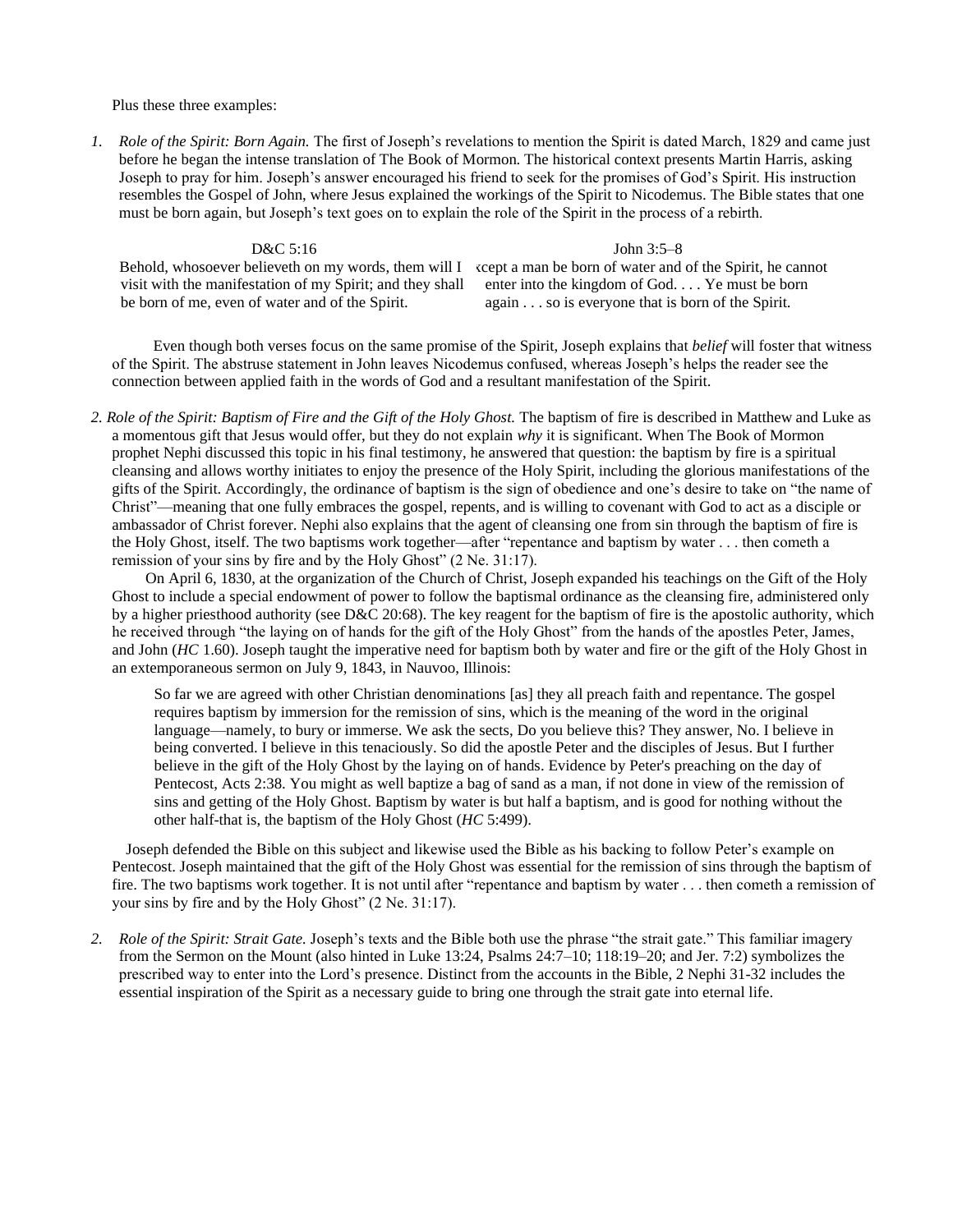Plus these three examples:

1. *Role of the Spirit: Born Again.* The first of Joseph's revelations to mention the Spirit is dated March, 1829 and came just before he began the intense translation of The Book of Mormon. The historical context presents Martin Harris, asking Joseph to pray for him. Joseph's answer encouraged his friend to seek for the promises of God's Spirit. His instruction resembles the Gospel of John, where Jesus explained the workings of the Spirit to Nicodemus. The Bible states that one must be born again, but Joseph's text goes on to explain the role of the Spirit in the process of a rebirth.

| D&C 5:16 | John 3:5–8 |
|---|---|
| Behold, whosoever believeth on my words, them will I visit with the manifestation of my Spirit; and they shall be born of me, even of water and of the Spirit. | xcept a man be born of water and of the Spirit, he cannot enter into the kingdom of God. . . . Ye must be born again . . . so is everyone that is born of the Spirit. |

Even though both verses focus on the same promise of the Spirit, Joseph explains that *belief* will foster that witness of the Spirit. The abstruse statement in John leaves Nicodemus confused, whereas Joseph's helps the reader see the connection between applied faith in the words of God and a resultant manifestation of the Spirit.

2. *Role of the Spirit: Baptism of Fire and the Gift of the Holy Ghost.* The baptism of fire is described in Matthew and Luke as a momentous gift that Jesus would offer, but they do not explain *why* it is significant. When The Book of Mormon prophet Nephi discussed this topic in his final testimony, he answered that question: the baptism by fire is a spiritual cleansing and allows worthy initiates to enjoy the presence of the Holy Spirit, including the glorious manifestations of the gifts of the Spirit. Accordingly, the ordinance of baptism is the sign of obedience and one's desire to take on "the name of Christ"—meaning that one fully embraces the gospel, repents, and is willing to covenant with God to act as a disciple or ambassador of Christ forever. Nephi also explains that the agent of cleansing one from sin through the baptism of fire is the Holy Ghost, itself. The two baptisms work together—after "repentance and baptism by water . . . then cometh a remission of your sins by fire and by the Holy Ghost" (2 Ne. 31:17).

   On April 6, 1830, at the organization of the Church of Christ, Joseph expanded his teachings on the Gift of the Holy Ghost to include a special endowment of power to follow the baptismal ordinance as the cleansing fire, administered only by a higher priesthood authority (see D&C 20:68). The key reagent for the baptism of fire is the apostolic authority, which he received through "the laying on of hands for the gift of the Holy Ghost" from the hands of the apostles Peter, James, and John (*HC* 1.60). Joseph taught the imperative need for baptism both by water and fire or the gift of the Holy Ghost in an extemporaneous sermon on July 9, 1843, in Nauvoo, Illinois:

   > So far we are agreed with other Christian denominations [as] they all preach faith and repentance. The gospel requires baptism by immersion for the remission of sins, which is the meaning of the word in the original language—namely, to bury or immerse. We ask the sects, Do you believe this? They answer, No. I believe in being converted. I believe in this tenaciously. So did the apostle Peter and the disciples of Jesus. But I further believe in the gift of the Holy Ghost by the laying on of hands. Evidence by Peter's preaching on the day of Pentecost, Acts 2:38. You might as well baptize a bag of sand as a man, if not done in view of the remission of sins and getting of the Holy Ghost. Baptism by water is but half a baptism, and is good for nothing without the other half-that is, the baptism of the Holy Ghost (*HC* 5:499).

   Joseph defended the Bible on this subject and likewise used the Bible as his backing to follow Peter's example on Pentecost. Joseph maintained that the gift of the Holy Ghost was essential for the remission of sins through the baptism of fire. The two baptisms work together. It is not until after "repentance and baptism by water . . . then cometh a remission of your sins by fire and by the Holy Ghost" (2 Ne. 31:17).

2. *Role of the Spirit: Strait Gate.* Joseph's texts and the Bible both use the phrase "the strait gate." This familiar imagery from the Sermon on the Mount (also hinted in Luke 13:24, Psalms 24:7–10; 118:19–20; and Jer. 7:2) symbolizes the prescribed way to enter into the Lord's presence. Distinct from the accounts in the Bible, 2 Nephi 31-32 includes the essential inspiration of the Spirit as a necessary guide to bring one through the strait gate into eternal life.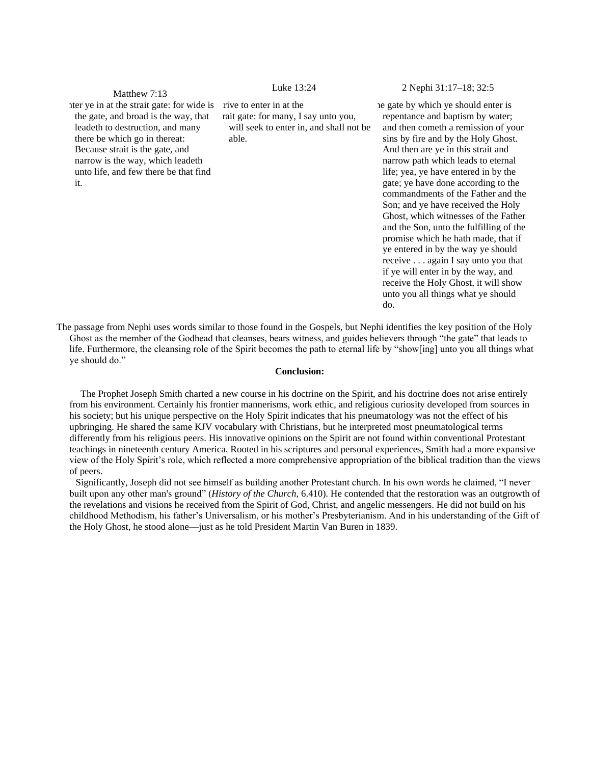| Matthew 7:13 | Luke 13:24 | 2 Nephi 31:17–18; 32:5 |
|---|---|---|
| nter ye in at the strait gate: for wide is the gate, and broad is the way, that leadeth to destruction, and many there be which go in thereat: Because strait is the gate, and narrow is the way, which leadeth unto life, and few there be that find it. | rive to enter in at the rait gate: for many, I say unto you, will seek to enter in, and shall not be able. | ne gate by which ye should enter is repentance and baptism by water; and then cometh a remission of your sins by fire and by the Holy Ghost. And then are ye in this strait and narrow path which leads to eternal life; yea, ye have entered in by the gate; ye have done according to the commandments of the Father and the Son; and ye have received the Holy Ghost, which witnesses of the Father and the Son, unto the fulfilling of the promise which he hath made, that if ye entered in by the way ye should receive . . . again I say unto you that if ye will enter in by the way, and receive the Holy Ghost, it will show unto you all things what ye should do. |

The passage from Nephi uses words similar to those found in the Gospels, but Nephi identifies the key position of the Holy Ghost as the member of the Godhead that cleanses, bears witness, and guides believers through "the gate" that leads to life. Furthermore, the cleansing role of the Spirit becomes the path to eternal life by "show[ing] unto you all things what ye should do."

**Conclusion:**

The Prophet Joseph Smith charted a new course in his doctrine on the Spirit, and his doctrine does not arise entirely from his environment. Certainly his frontier mannerisms, work ethic, and religious curiosity developed from sources in his society; but his unique perspective on the Holy Spirit indicates that his pneumatology was not the effect of his upbringing. He shared the same KJV vocabulary with Christians, but he interpreted most pneumatological terms differently from his religious peers. His innovative opinions on the Spirit are not found within conventional Protestant teachings in nineteenth century America. Rooted in his scriptures and personal experiences, Smith had a more expansive view of the Holy Spirit's role, which reflected a more comprehensive appropriation of the biblical tradition than the views of peers.

Significantly, Joseph did not see himself as building another Protestant church. In his own words he claimed, "I never built upon any other man's ground" (*History of the Church*, 6.410). He contended that the restoration was an outgrowth of the revelations and visions he received from the Spirit of God, Christ, and angelic messengers. He did not build on his childhood Methodism, his father's Universalism, or his mother's Presbyterianism. And in his understanding of the Gift of the Holy Ghost, he stood alone—just as he told President Martin Van Buren in 1839.